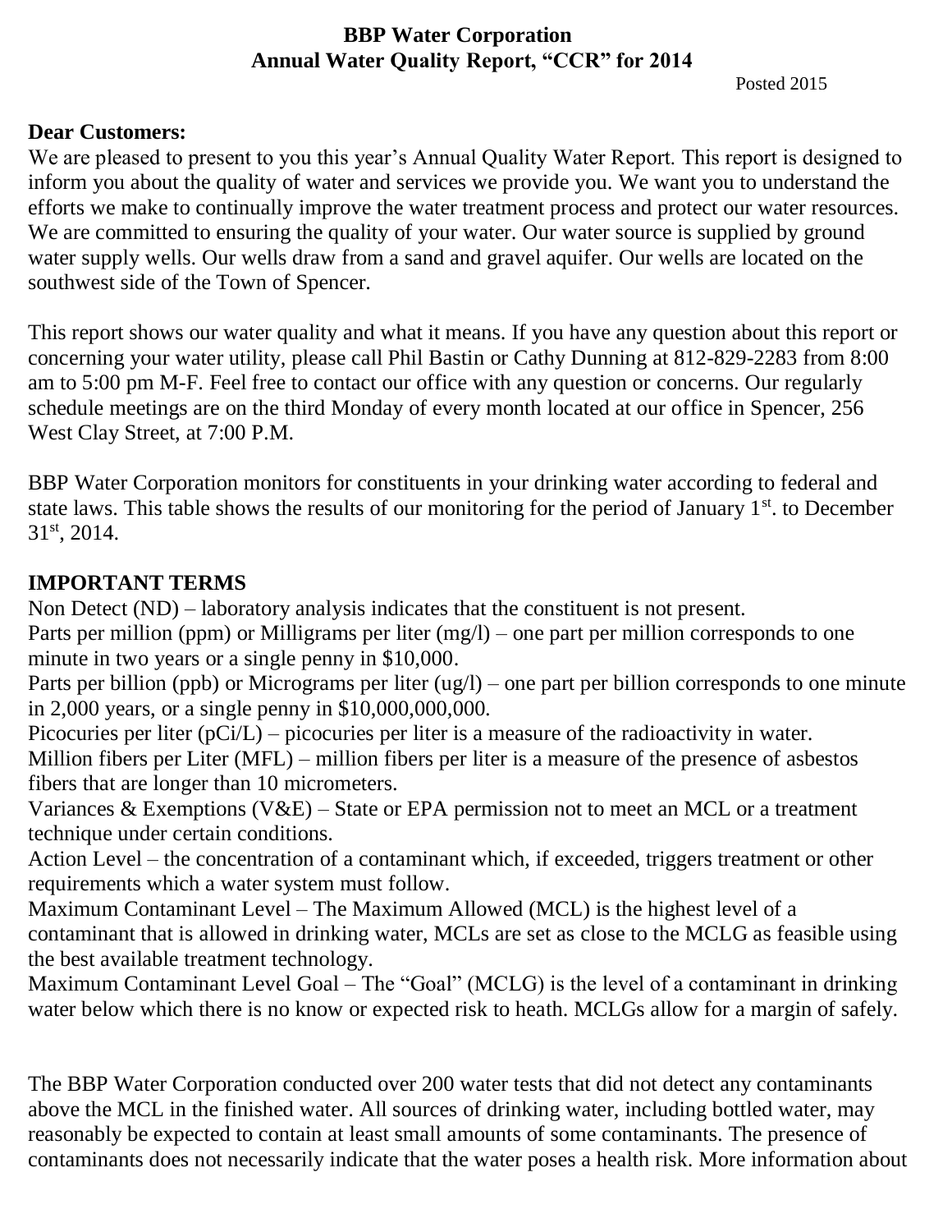# BBP Water Corporation
## Annual Water Quality Report, "CCR" for 2014

Posted 2015

**Dear Customers:**

We are pleased to present to you this year's Annual Quality Water Report. This report is designed to inform you about the quality of water and services we provide you. We want you to understand the efforts we make to continually improve the water treatment process and protect our water resources. We are committed to ensuring the quality of your water. Our water source is supplied by ground water supply wells. Our wells draw from a sand and gravel aquifer. Our wells are located on the southwest side of the Town of Spencer.

This report shows our water quality and what it means. If you have any question about this report or concerning your water utility, please call Phil Bastin or Cathy Dunning at 812-829-2283 from 8:00 am to 5:00 pm M-F. Feel free to contact our office with any question or concerns. Our regularly schedule meetings are on the third Monday of every month located at our office in Spencer, 256 West Clay Street, at 7:00 P.M.

BBP Water Corporation monitors for constituents in your drinking water according to federal and state laws. This table shows the results of our monitoring for the period of January 1st. to December 31st, 2014.

**IMPORTANT TERMS**

Non Detect (ND) – laboratory analysis indicates that the constituent is not present.

Parts per million (ppm) or Milligrams per liter (mg/l) – one part per million corresponds to one minute in two years or a single penny in $10,000.

Parts per billion (ppb) or Micrograms per liter (ug/l) – one part per billion corresponds to one minute in 2,000 years, or a single penny in $10,000,000,000.

Picocuries per liter (pCi/L) – picocuries per liter is a measure of the radioactivity in water.

Million fibers per Liter (MFL) – million fibers per liter is a measure of the presence of asbestos fibers that are longer than 10 micrometers.

Variances & Exemptions (V&E) – State or EPA permission not to meet an MCL or a treatment technique under certain conditions.

Action Level – the concentration of a contaminant which, if exceeded, triggers treatment or other requirements which a water system must follow.

Maximum Contaminant Level – The Maximum Allowed (MCL) is the highest level of a contaminant that is allowed in drinking water, MCLs are set as close to the MCLG as feasible using the best available treatment technology.

Maximum Contaminant Level Goal – The "Goal" (MCLG) is the level of a contaminant in drinking water below which there is no know or expected risk to heath. MCLGs allow for a margin of safely.

The BBP Water Corporation conducted over 200 water tests that did not detect any contaminants above the MCL in the finished water. All sources of drinking water, including bottled water, may reasonably be expected to contain at least small amounts of some contaminants. The presence of contaminants does not necessarily indicate that the water poses a health risk. More information about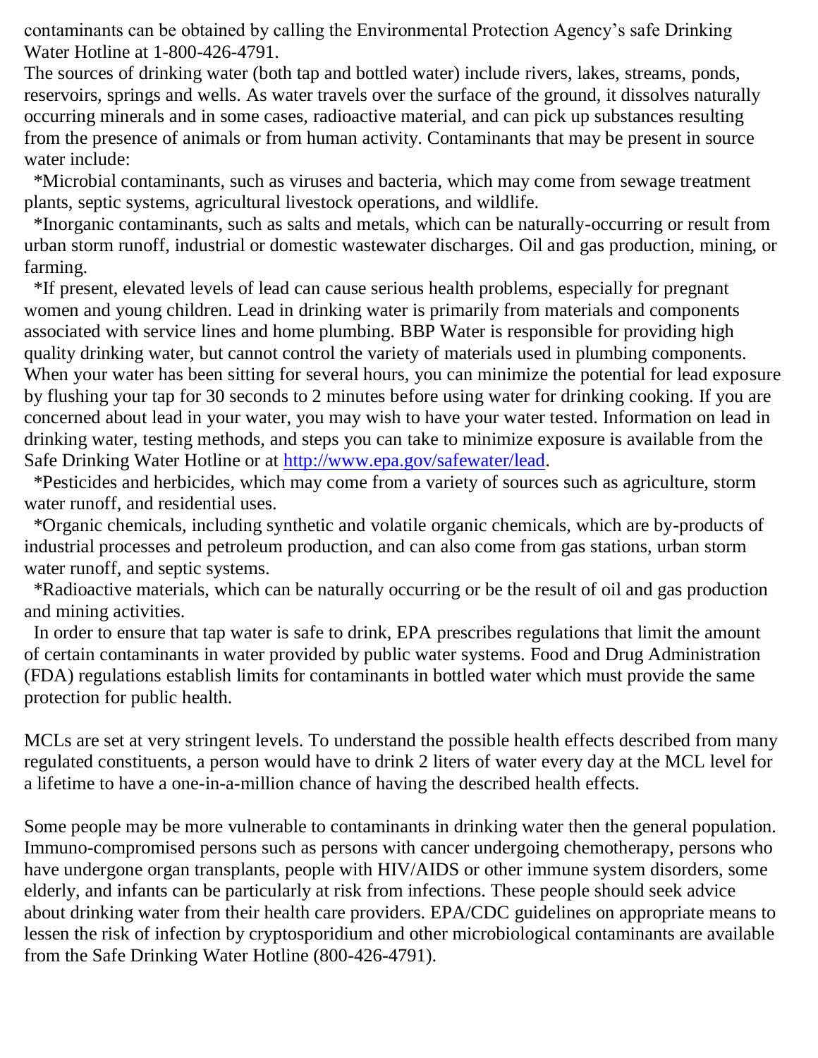contaminants can be obtained by calling the Environmental Protection Agency's safe Drinking Water Hotline at 1-800-426-4791.

The sources of drinking water (both tap and bottled water) include rivers, lakes, streams, ponds, reservoirs, springs and wells. As water travels over the surface of the ground, it dissolves naturally occurring minerals and in some cases, radioactive material, and can pick up substances resulting from the presence of animals or from human activity. Contaminants that may be present in source water include:

*Microbial contaminants, such as viruses and bacteria, which may come from sewage treatment plants, septic systems, agricultural livestock operations, and wildlife.

*Inorganic contaminants, such as salts and metals, which can be naturally-occurring or result from urban storm runoff, industrial or domestic wastewater discharges. Oil and gas production, mining, or farming.

*If present, elevated levels of lead can cause serious health problems, especially for pregnant women and young children. Lead in drinking water is primarily from materials and components associated with service lines and home plumbing. BBP Water is responsible for providing high quality drinking water, but cannot control the variety of materials used in plumbing components. When your water has been sitting for several hours, you can minimize the potential for lead exposure by flushing your tap for 30 seconds to 2 minutes before using water for drinking cooking. If you are concerned about lead in your water, you may wish to have your water tested. Information on lead in drinking water, testing methods, and steps you can take to minimize exposure is available from the Safe Drinking Water Hotline or at [http://www.epa.gov/safewater/lead](http://www.epa.gov/safewater/lead).

*Pesticides and herbicides, which may come from a variety of sources such as agriculture, storm water runoff, and residential uses.

*Organic chemicals, including synthetic and volatile organic chemicals, which are by-products of industrial processes and petroleum production, and can also come from gas stations, urban storm water runoff, and septic systems.

*Radioactive materials, which can be naturally occurring or be the result of oil and gas production and mining activities.

In order to ensure that tap water is safe to drink, EPA prescribes regulations that limit the amount of certain contaminants in water provided by public water systems. Food and Drug Administration (FDA) regulations establish limits for contaminants in bottled water which must provide the same protection for public health.

MCLs are set at very stringent levels. To understand the possible health effects described from many regulated constituents, a person would have to drink 2 liters of water every day at the MCL level for a lifetime to have a one-in-a-million chance of having the described health effects.

Some people may be more vulnerable to contaminants in drinking water then the general population. Immuno-compromised persons such as persons with cancer undergoing chemotherapy, persons who have undergone organ transplants, people with HIV/AIDS or other immune system disorders, some elderly, and infants can be particularly at risk from infections. These people should seek advice about drinking water from their health care providers. EPA/CDC guidelines on appropriate means to lessen the risk of infection by cryptosporidium and other microbiological contaminants are available from the Safe Drinking Water Hotline (800-426-4791).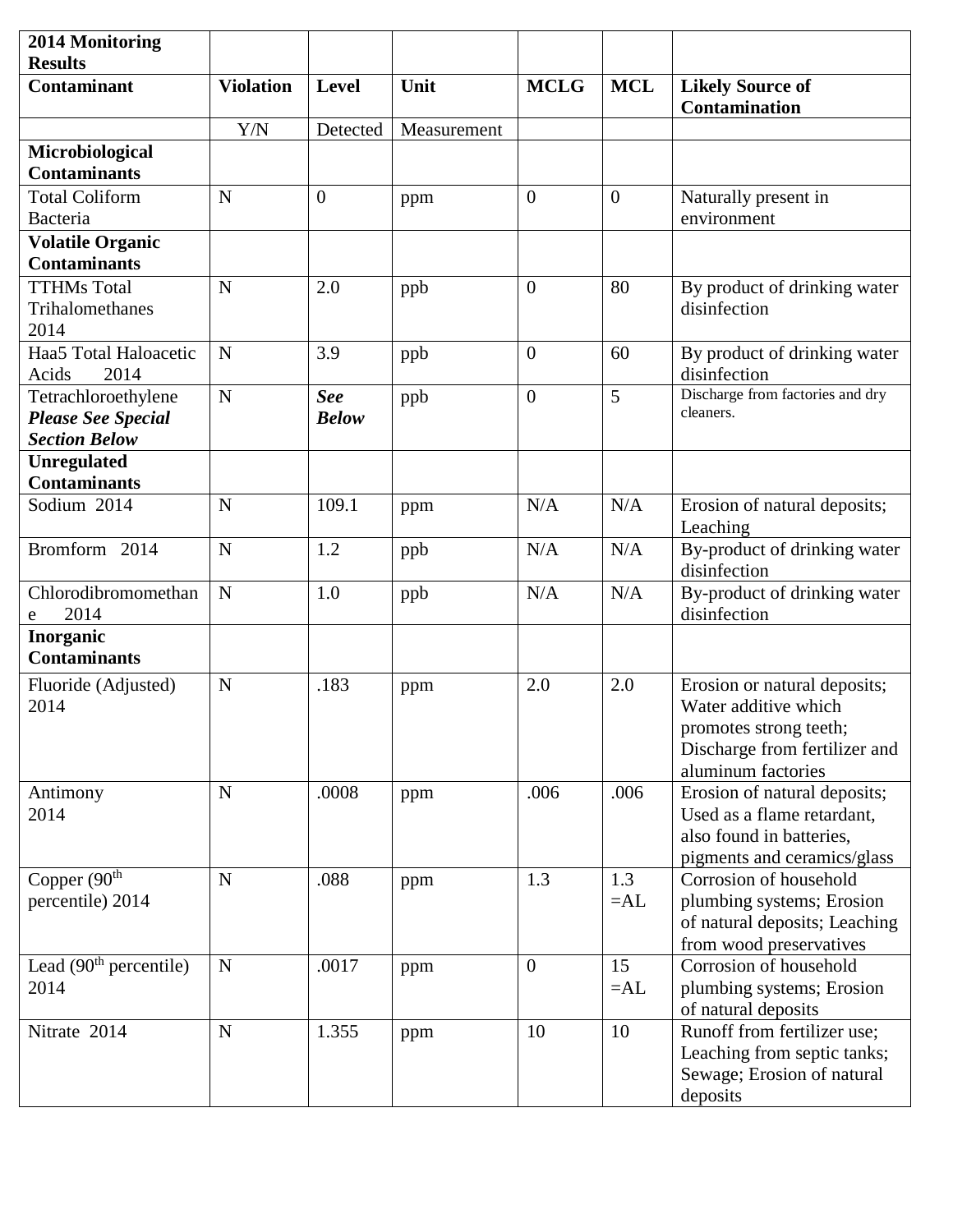| 2014 Monitoring Results | | | | | | |
|---|---|---|---|---|---|---|
| **Contaminant** | **Violation** | **Level** | **Unit** | **MCLG** | **MCL** | **Likely Source of Contamination** |
| | Y/N | Detected | Measurement | | | |
| **Microbiological Contaminants** | | | | | | |
| Total Coliform Bacteria | N | 0 | ppm | 0 | 0 | Naturally present in environment |
| **Volatile Organic Contaminants** | | | | | | |
| TTHMs Total Trihalomethanes 2014 | N | 2.0 | ppb | 0 | 80 | By product of drinking water disinfection |
| Haa5 Total Haloacetic Acids 2014 | N | 3.9 | ppb | 0 | 60 | By product of drinking water disinfection |
| Tetrachloroethylene ***Please See Special Section Below*** | N | ***See Below*** | ppb | 0 | 5 | Discharge from factories and dry cleaners. |
| **Unregulated Contaminants** | | | | | | |
| Sodium 2014 | N | 109.1 | ppm | N/A | N/A | Erosion of natural deposits; Leaching |
| Bromform 2014 | N | 1.2 | ppb | N/A | N/A | By-product of drinking water disinfection |
| Chlorodibromomethane 2014 | N | 1.0 | ppb | N/A | N/A | By-product of drinking water disinfection |
| **Inorganic Contaminants** | | | | | | |
| Fluoride (Adjusted) 2014 | N | .183 | ppm | 2.0 | 2.0 | Erosion or natural deposits; Water additive which promotes strong teeth; Discharge from fertilizer and aluminum factories |
| Antimony 2014 | N | .0008 | ppm | .006 | .006 | Erosion of natural deposits; Used as a flame retardant, also found in batteries, pigments and ceramics/glass |
| Copper (90th percentile) 2014 | N | .088 | ppm | 1.3 | 1.3 =AL | Corrosion of household plumbing systems; Erosion of natural deposits; Leaching from wood preservatives |
| Lead (90th percentile) 2014 | N | .0017 | ppm | 0 | 15 =AL | Corrosion of household plumbing systems; Erosion of natural deposits |
| Nitrate 2014 | N | 1.355 | ppm | 10 | 10 | Runoff from fertilizer use; Leaching from septic tanks; Sewage; Erosion of natural deposits |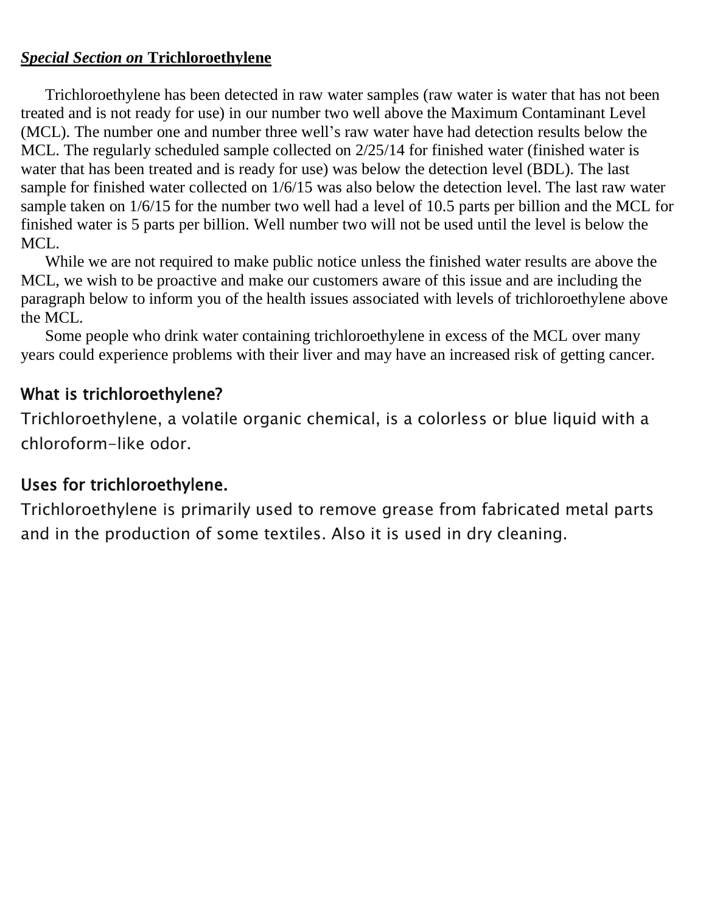## ***Special Section on* Trichloroethylene**

Trichloroethylene has been detected in raw water samples (raw water is water that has not been treated and is not ready for use) in our number two well above the Maximum Contaminant Level (MCL). The number one and number three well's raw water have had detection results below the MCL. The regularly scheduled sample collected on 2/25/14 for finished water (finished water is water that has been treated and is ready for use) was below the detection level (BDL). The last sample for finished water collected on 1/6/15 was also below the detection level. The last raw water sample taken on 1/6/15 for the number two well had a level of 10.5 parts per billion and the MCL for finished water is 5 parts per billion. Well number two will not be used until the level is below the MCL.

While we are not required to make public notice unless the finished water results are above the MCL, we wish to be proactive and make our customers aware of this issue and are including the paragraph below to inform you of the health issues associated with levels of trichloroethylene above the MCL.

Some people who drink water containing trichloroethylene in excess of the MCL over many years could experience problems with their liver and may have an increased risk of getting cancer.

### What is trichloroethylene?

Trichloroethylene, a volatile organic chemical, is a colorless or blue liquid with a chloroform-like odor.

### Uses for trichloroethylene.

Trichloroethylene is primarily used to remove grease from fabricated metal parts and in the production of some textiles. Also it is used in dry cleaning.